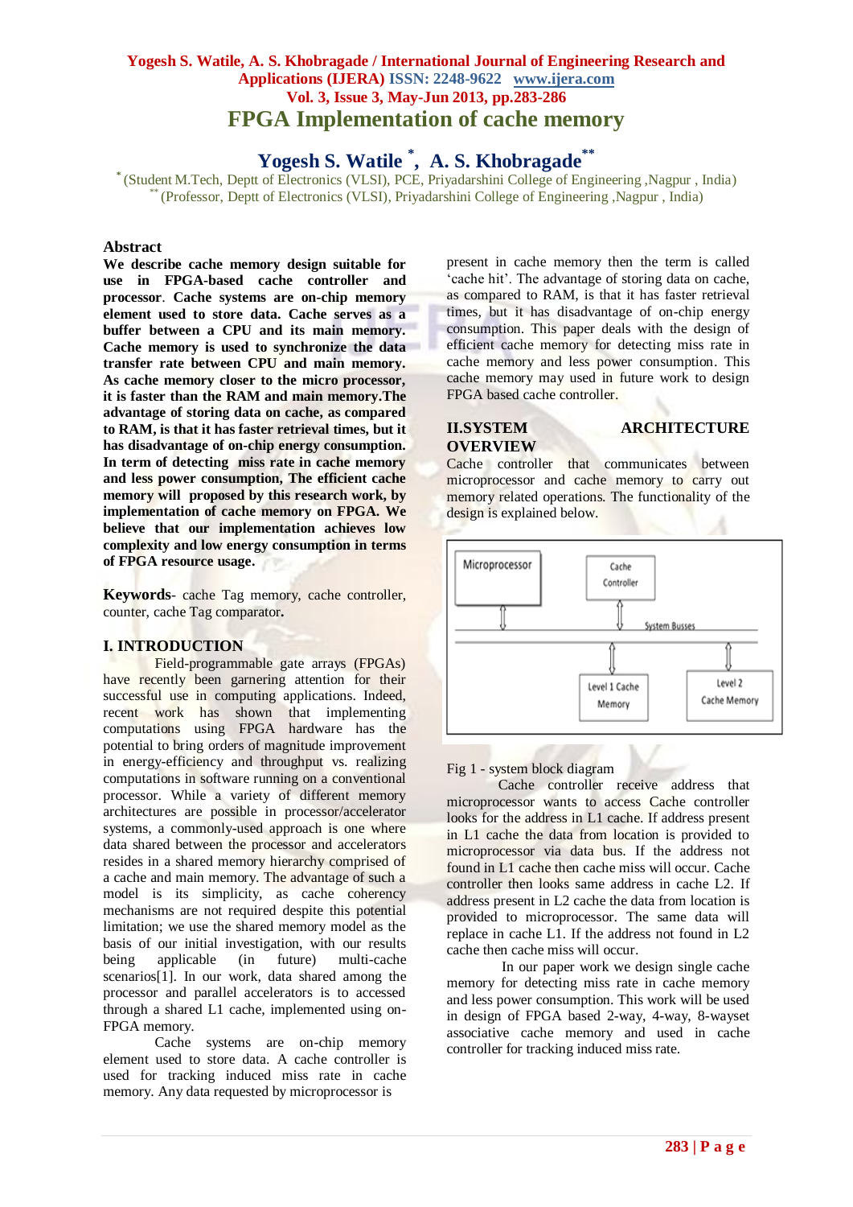# FPGA Implementation of cache memory

**Yogesh S. Watile [*], A. S. Khobragade [**]**

[*] (Student M.Tech, Deptt of Electronics (VLSI), PCE, Priyadarshini College of Engineering ,Nagpur , India)
[**] (Professor, Deptt of Electronics (VLSI), Priyadarshini College of Engineering ,Nagpur , India)

## Abstract

**We describe cache memory design suitable for use in FPGA-based cache controller and processor. Cache systems are on-chip memory element used to store data. Cache serves as a buffer between a CPU and its main memory. Cache memory is used to synchronize the data transfer rate between CPU and main memory. As cache memory closer to the micro processor, it is faster than the RAM and main memory.The advantage of storing data on cache, as compared to RAM, is that it has faster retrieval times, but it has disadvantage of on-chip energy consumption. In term of detecting miss rate in cache memory and less power consumption, The efficient cache memory will proposed by this research work, by implementation of cache memory on FPGA. We believe that our implementation achieves low complexity and low energy consumption in terms of FPGA resource usage.**

**Keywords**- cache Tag memory, cache controller, counter, cache Tag comparator**.**

## I. INTRODUCTION

Field-programmable gate arrays (FPGAs) have recently been garnering attention for their successful use in computing applications. Indeed, recent work has shown that implementing computations using FPGA hardware has the potential to bring orders of magnitude improvement in energy-efficiency and throughput vs. realizing computations in software running on a conventional processor. While a variety of different memory architectures are possible in processor/accelerator systems, a commonly-used approach is one where data shared between the processor and accelerators resides in a shared memory hierarchy comprised of a cache and main memory. The advantage of such a model is its simplicity, as cache coherency mechanisms are not required despite this potential limitation; we use the shared memory model as the basis of our initial investigation, with our results being applicable (in future) multi-cache scenarios[1]. In our work, data shared among the processor and parallel accelerators is to accessed through a shared L1 cache, implemented using on-FPGA memory.

Cache systems are on-chip memory element used to store data. A cache controller is used for tracking induced miss rate in cache memory. Any data requested by microprocessor is present in cache memory then the term is called 'cache hit'. The advantage of storing data on cache, as compared to RAM, is that it has faster retrieval times, but it has disadvantage of on-chip energy consumption. This paper deals with the design of efficient cache memory for detecting miss rate in cache memory and less power consumption. This cache memory may used in future work to design FPGA based cache controller.

## II.SYSTEM ARCHITECTURE OVERVIEW

Cache controller that communicates between microprocessor and cache memory to carry out memory related operations. The functionality of the design is explained below.

Fig 1 - system block diagram

Cache controller receive address that microprocessor wants to access Cache controller looks for the address in L1 cache. If address present in L1 cache the data from location is provided to microprocessor via data bus. If the address not found in L1 cache then cache miss will occur. Cache controller then looks same address in cache L2. If address present in L2 cache the data from location is provided to microprocessor. The same data will replace in cache L1. If the address not found in L2 cache then cache miss will occur.

In our paper work we design single cache memory for detecting miss rate in cache memory and less power consumption. This work will be used in design of FPGA based 2-way, 4-way, 8-wayset associative cache memory and used in cache controller for tracking induced miss rate.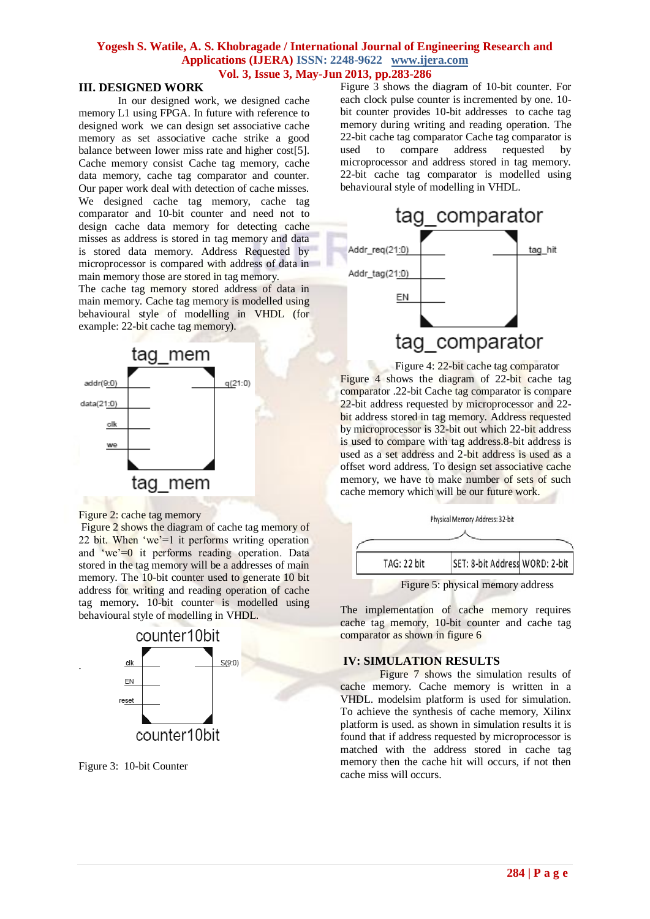## III. DESIGNED WORK

In our designed work, we designed cache memory L1 using FPGA. In future with reference to designed work we can design set associative cache memory as set associative cache strike a good balance between lower miss rate and higher cost[5]. Cache memory consist Cache tag memory, cache data memory, cache tag comparator and counter. Our paper work deal with detection of cache misses. We designed cache tag memory, cache tag comparator and 10-bit counter and need not to design cache data memory for detecting cache misses as address is stored in tag memory and data is stored data memory. Address Requested by microprocessor is compared with address of data in main memory those are stored in tag memory.

The cache tag memory stored address of data in main memory. Cache tag memory is modelled using behavioural style of modelling in VHDL (for example: 22-bit cache tag memory).

Figure 2: cache tag memory

Figure 2 shows the diagram of cache tag memory of 22 bit. When 'we'=1 it performs writing operation and 'we'=0 it performs reading operation. Data stored in the tag memory will be a addresses of main memory. The 10-bit counter used to generate 10 bit address for writing and reading operation of cache tag memory. 10-bit counter is modelled using behavioural style of modelling in VHDL.

Figure 3: 10-bit Counter

Figure 3 shows the diagram of 10-bit counter. For each clock pulse counter is incremented by one. 10-bit counter provides 10-bit addresses to cache tag memory during writing and reading operation. The 22-bit cache tag comparator Cache tag comparator is used to compare address requested by microprocessor and address stored in tag memory. 22-bit cache tag comparator is modelled using behavioural style of modelling in VHDL.

Figure 4: 22-bit cache tag comparator

Figure 4 shows the diagram of 22-bit cache tag comparator .22-bit Cache tag comparator is compare 22-bit address requested by microprocessor and 22-bit address stored in tag memory. Address requested by microprocessor is 32-bit out which 22-bit address is used to compare with tag address.8-bit address is used as a set address and 2-bit address is used as a offset word address. To design set associative cache memory, we have to make number of sets of such cache memory which will be our future work.

Figure 5: physical memory address

The implementation of cache memory requires cache tag memory, 10-bit counter and cache tag comparator as shown in figure 6

## IV: SIMULATION RESULTS

Figure 7 shows the simulation results of cache memory. Cache memory is written in a VHDL. modelsim platform is used for simulation. To achieve the synthesis of cache memory, Xilinx platform is used. as shown in simulation results it is found that if address requested by microprocessor is matched with the address stored in cache tag memory then the cache hit will occurs, if not then cache miss will occurs.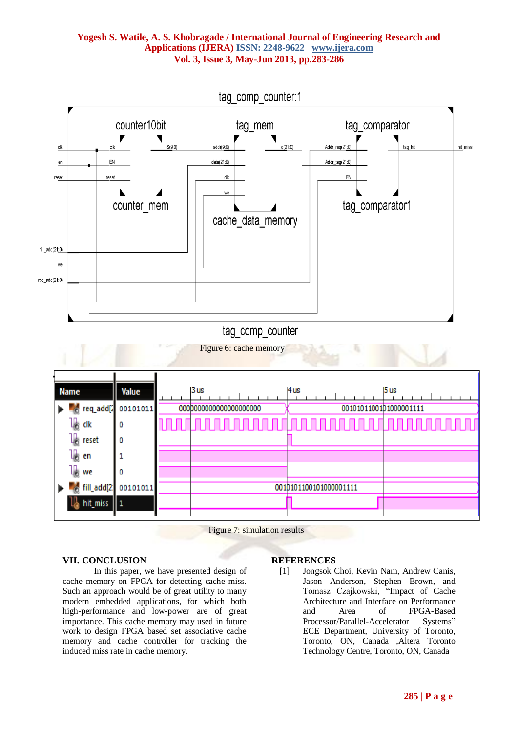Figure 6: cache memory

Figure 7: simulation results

## VII. CONCLUSION

In this paper, we have presented design of cache memory on FPGA for detecting cache miss. Such an approach would be of great utility to many modern embedded applications, for which both high-performance and low-power are of great importance. This cache memory may used in future work to design FPGA based set associative cache memory and cache controller for tracking the induced miss rate in cache memory.

## REFERENCES

[1] Jongsok Choi, Kevin Nam, Andrew Canis, Jason Anderson, Stephen Brown, and Tomasz Czajkowski, "Impact of Cache Architecture and Interface on Performance and Area of FPGA-Based Processor/Parallel-Accelerator Systems" ECE Department, University of Toronto, Toronto, ON, Canada ,Altera Toronto Technology Centre, Toronto, ON, Canada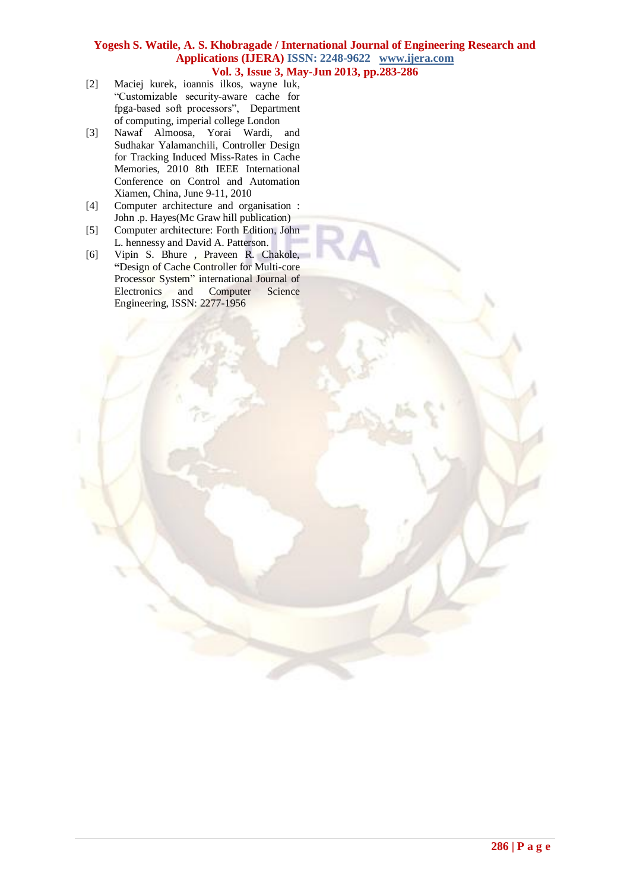[2] Maciej kurek, ioannis ilkos, wayne luk, "Customizable security-aware cache for fpga-based soft processors", Department of computing, imperial college London

[3] Nawaf Almoosa, Yorai Wardi, and Sudhakar Yalamanchili, Controller Design for Tracking Induced Miss-Rates in Cache Memories, 2010 8th IEEE International Conference on Control and Automation Xiamen, China, June 9-11, 2010

[4] Computer architecture and organisation : John .p. Hayes(Mc Graw hill publication)

[5] Computer architecture: Forth Edition, John L. hennessy and David A. Patterson.

[6] Vipin S. Bhure , Praveen R. Chakole, "Design of Cache Controller for Multi-core Processor System" international Journal of Electronics and Computer Science Engineering, ISSN: 2277-1956